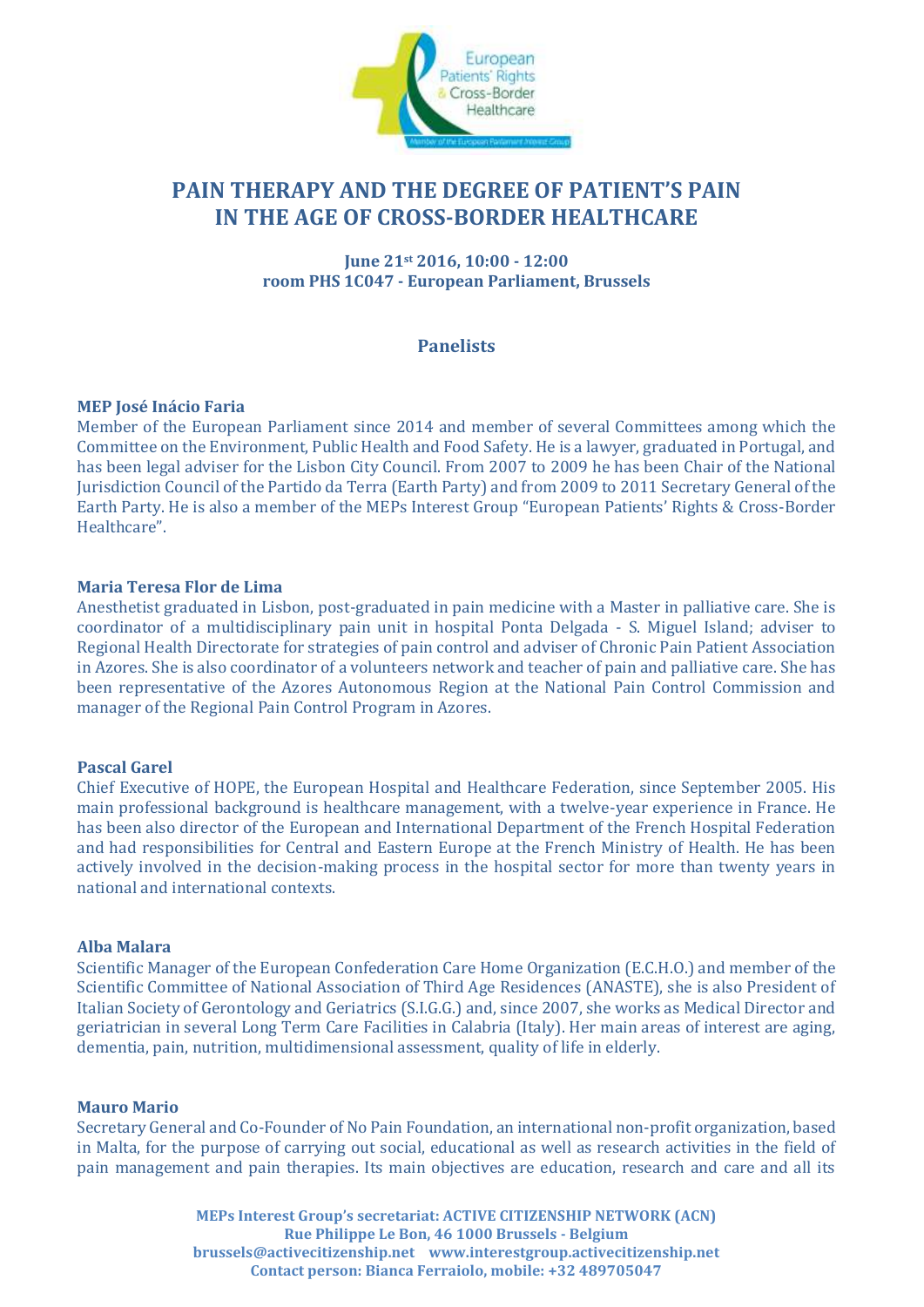# PAIN THERAPY AND THE DEGREE OF PATIENT'S PAIN IN THE AGE OF CROSS-BORDER HEALTHCARE

**June 21st 2016, 10:00 - 12:00**
**room PHS 1C047 - European Parliament, Brussels**

## Panelists

**MEP José Inácio Faria**
Member of the European Parliament since 2014 and member of several Committees among which the Committee on the Environment, Public Health and Food Safety. He is a lawyer, graduated in Portugal, and has been legal adviser for the Lisbon City Council. From 2007 to 2009 he has been Chair of the National Jurisdiction Council of the Partido da Terra (Earth Party) and from 2009 to 2011 Secretary General of the Earth Party. He is also a member of the MEPs Interest Group "European Patients' Rights & Cross-Border Healthcare".

**Maria Teresa Flor de Lima**
Anesthetist graduated in Lisbon, post-graduated in pain medicine with a Master in palliative care. She is coordinator of a multidisciplinary pain unit in hospital Ponta Delgada - S. Miguel Island; adviser to Regional Health Directorate for strategies of pain control and adviser of Chronic Pain Patient Association in Azores. She is also coordinator of a volunteers network and teacher of pain and palliative care. She has been representative of the Azores Autonomous Region at the National Pain Control Commission and manager of the Regional Pain Control Program in Azores.

**Pascal Garel**
Chief Executive of HOPE, the European Hospital and Healthcare Federation, since September 2005. His main professional background is healthcare management, with a twelve-year experience in France. He has been also director of the European and International Department of the French Hospital Federation and had responsibilities for Central and Eastern Europe at the French Ministry of Health. He has been actively involved in the decision-making process in the hospital sector for more than twenty years in national and international contexts.

**Alba Malara**
Scientific Manager of the European Confederation Care Home Organization (E.C.H.O.) and member of the Scientific Committee of National Association of Third Age Residences (ANASTE), she is also President of Italian Society of Gerontology and Geriatrics (S.I.G.G.) and, since 2007, she works as Medical Director and geriatrician in several Long Term Care Facilities in Calabria (Italy). Her main areas of interest are aging, dementia, pain, nutrition, multidimensional assessment, quality of life in elderly.

**Mauro Mario**
Secretary General and Co-Founder of No Pain Foundation, an international non-profit organization, based in Malta, for the purpose of carrying out social, educational as well as research activities in the field of pain management and pain therapies. Its main objectives are education, research and care and all its

**MEPs Interest Group's secretariat: ACTIVE CITIZENSHIP NETWORK (ACN)**
**Rue Philippe Le Bon, 46 1000 Brussels - Belgium**
**brussels@activecitizenship.net www.interestgroup.activecitizenship.net**
**Contact person: Bianca Ferraiolo, mobile: +32 489705047**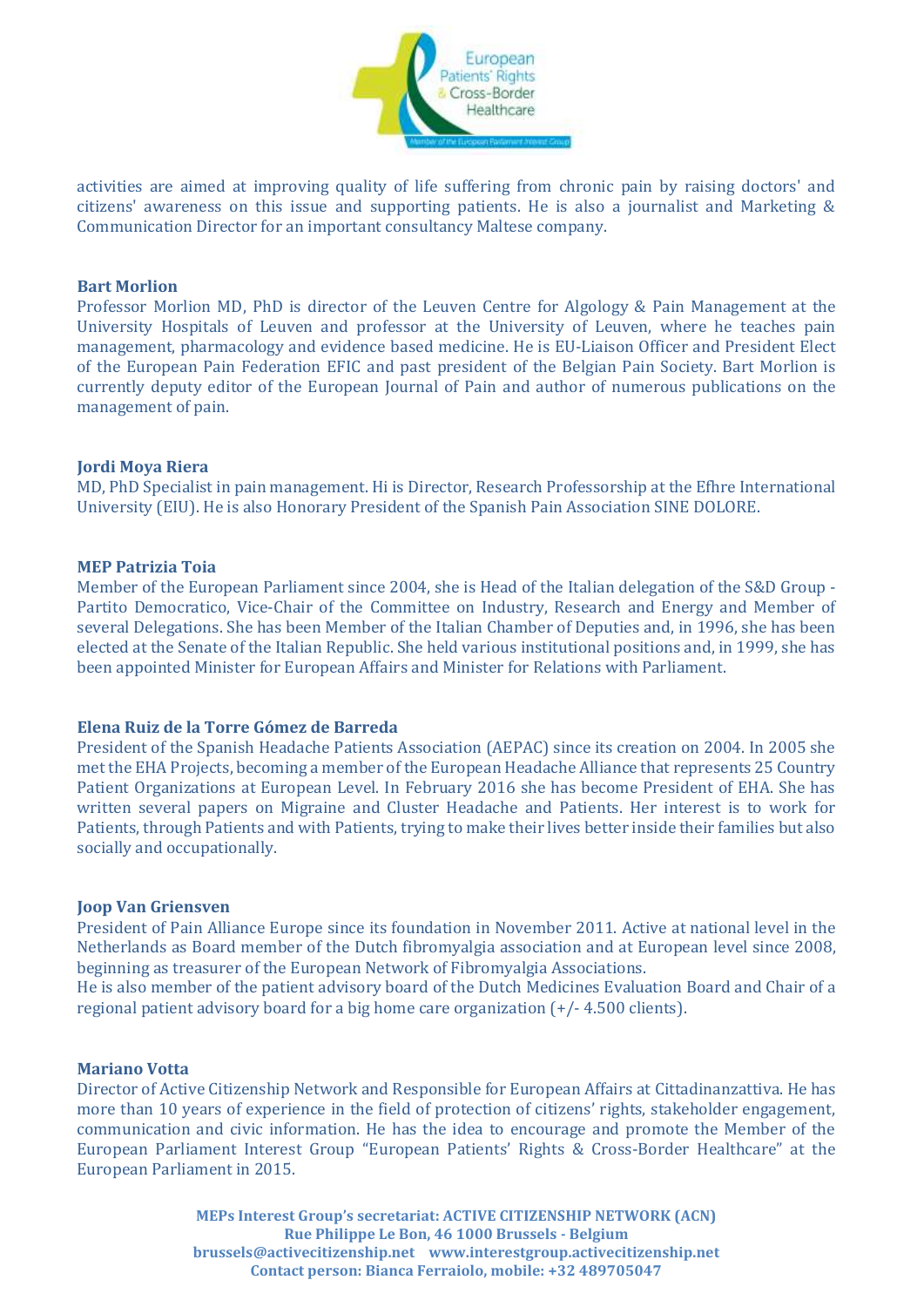activities are aimed at improving quality of life suffering from chronic pain by raising doctors' and citizens' awareness on this issue and supporting patients. He is also a journalist and Marketing & Communication Director for an important consultancy Maltese company.

**Bart Morlion**

Professor Morlion MD, PhD is director of the Leuven Centre for Algology & Pain Management at the University Hospitals of Leuven and professor at the University of Leuven, where he teaches pain management, pharmacology and evidence based medicine. He is EU-Liaison Officer and President Elect of the European Pain Federation EFIC and past president of the Belgian Pain Society. Bart Morlion is currently deputy editor of the European Journal of Pain and author of numerous publications on the management of pain.

**Jordi Moya Riera**

MD, PhD Specialist in pain management. Hi is Director, Research Professorship at the Efhre International University (EIU). He is also Honorary President of the Spanish Pain Association SINE DOLORE.

**MEP Patrizia Toia**

Member of the European Parliament since 2004, she is Head of the Italian delegation of the S&D Group - Partito Democratico, Vice-Chair of the Committee on Industry, Research and Energy and Member of several Delegations. She has been Member of the Italian Chamber of Deputies and, in 1996, she has been elected at the Senate of the Italian Republic. She held various institutional positions and, in 1999, she has been appointed Minister for European Affairs and Minister for Relations with Parliament.

**Elena Ruiz de la Torre Gómez de Barreda**

President of the Spanish Headache Patients Association (AEPAC) since its creation on 2004. In 2005 she met the EHA Projects, becoming a member of the European Headache Alliance that represents 25 Country Patient Organizations at European Level. In February 2016 she has become President of EHA. She has written several papers on Migraine and Cluster Headache and Patients. Her interest is to work for Patients, through Patients and with Patients, trying to make their lives better inside their families but also socially and occupationally.

**Joop Van Griensven**

President of Pain Alliance Europe since its foundation in November 2011. Active at national level in the Netherlands as Board member of the Dutch fibromyalgia association and at European level since 2008, beginning as treasurer of the European Network of Fibromyalgia Associations.

He is also member of the patient advisory board of the Dutch Medicines Evaluation Board and Chair of a regional patient advisory board for a big home care organization (+/- 4.500 clients).

**Mariano Votta**

Director of Active Citizenship Network and Responsible for European Affairs at Cittadinanzattiva. He has more than 10 years of experience in the field of protection of citizens' rights, stakeholder engagement, communication and civic information. He has the idea to encourage and promote the Member of the European Parliament Interest Group "European Patients' Rights & Cross-Border Healthcare" at the European Parliament in 2015.

**MEPs Interest Group's secretariat: ACTIVE CITIZENSHIP NETWORK (ACN)**
**Rue Philippe Le Bon, 46 1000 Brussels - Belgium**
**brussels@activecitizenship.net www.interestgroup.activecitizenship.net**
**Contact person: Bianca Ferraiolo, mobile: +32 489705047**